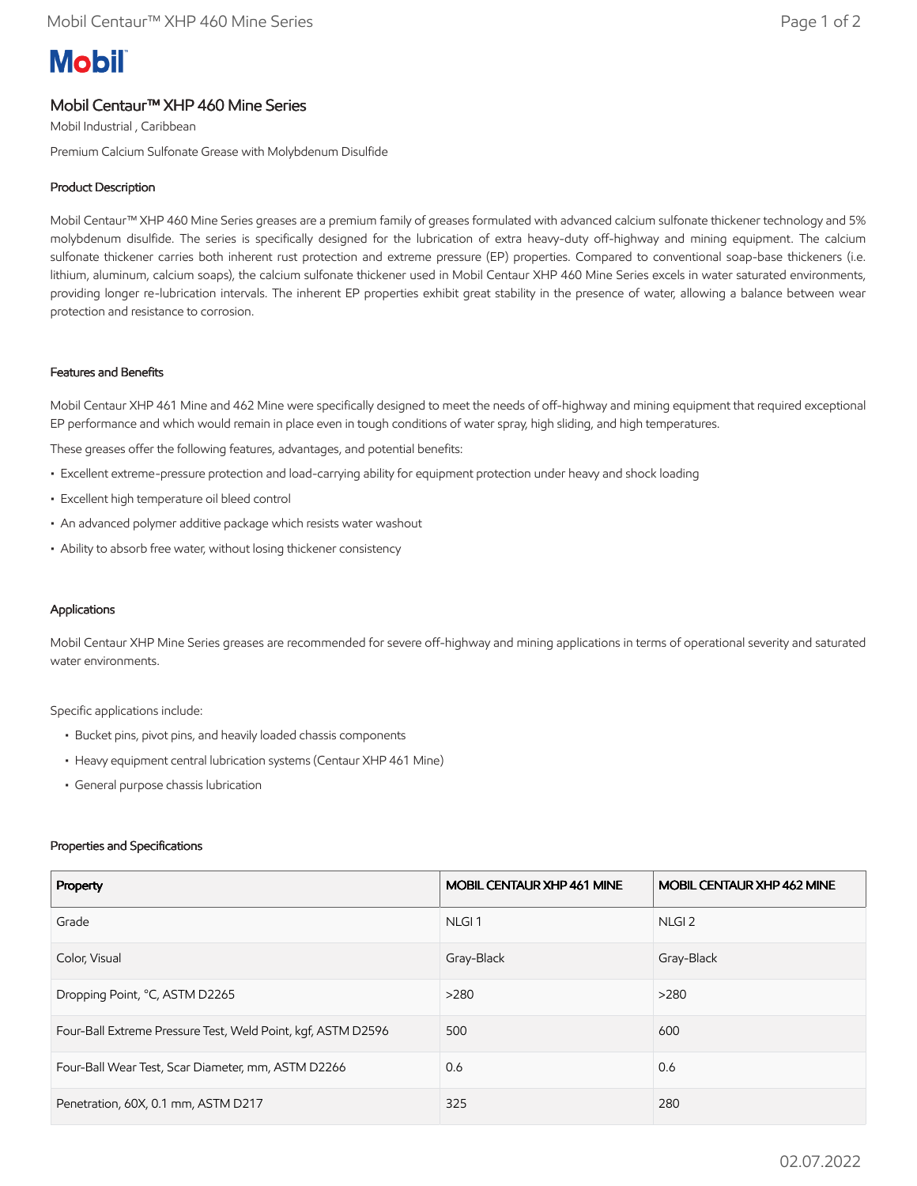# Mobil Centaur™ XHP 460 Mine Series

Mobil Industrial , Caribbean

Premium Calcium Sulfonate Grease with Molybdenum Disulfide

## Product Description

Mobil Centaur™ XHP 460 Mine Series greases are a premium family of greases formulated with advanced calcium sulfonate thickener technology and 5% molybdenum disulfide. The series is specifically designed for the lubrication of extra heavy-duty off-highway and mining equipment. The calcium sulfonate thickener carries both inherent rust protection and extreme pressure (EP) properties. Compared to conventional soap-base thickeners (i.e. lithium, aluminum, calcium soaps), the calcium sulfonate thickener used in Mobil Centaur XHP 460 Mine Series excels in water saturated environments, providing longer re-lubrication intervals. The inherent EP properties exhibit great stability in the presence of water, allowing a balance between wear protection and resistance to corrosion.

## Features and Benefits

Mobil Centaur XHP 461 Mine and 462 Mine were specifically designed to meet the needs of off-highway and mining equipment that required exceptional EP performance and which would remain in place even in tough conditions of water spray, high sliding, and high temperatures.

These greases offer the following features, advantages, and potential benefits:

- Excellent extreme-pressure protection and load-carrying ability for equipment protection under heavy and shock loading
- Excellent high temperature oil bleed control
- An advanced polymer additive package which resists water washout
- Ability to absorb free water, without losing thickener consistency

## Applications

Mobil Centaur XHP Mine Series greases are recommended for severe off-highway and mining applications in terms of operational severity and saturated water environments.

Specific applications include:

- Bucket pins, pivot pins, and heavily loaded chassis components
- Heavy equipment central lubrication systems (Centaur XHP 461 Mine)
- General purpose chassis lubrication

## Properties and Specifications

| Property | MOBIL CENTAUR XHP 461 MINE | MOBIL CENTAUR XHP 462 MINE |
|---|---|---|
| Grade | NLGI 1 | NLGI 2 |
| Color, Visual | Gray-Black | Gray-Black |
| Dropping Point, °C, ASTM D2265 | >280 | >280 |
| Four-Ball Extreme Pressure Test, Weld Point, kgf, ASTM D2596 | 500 | 600 |
| Four-Ball Wear Test, Scar Diameter, mm, ASTM D2266 | 0.6 | 0.6 |
| Penetration, 60X, 0.1 mm, ASTM D217 | 325 | 280 |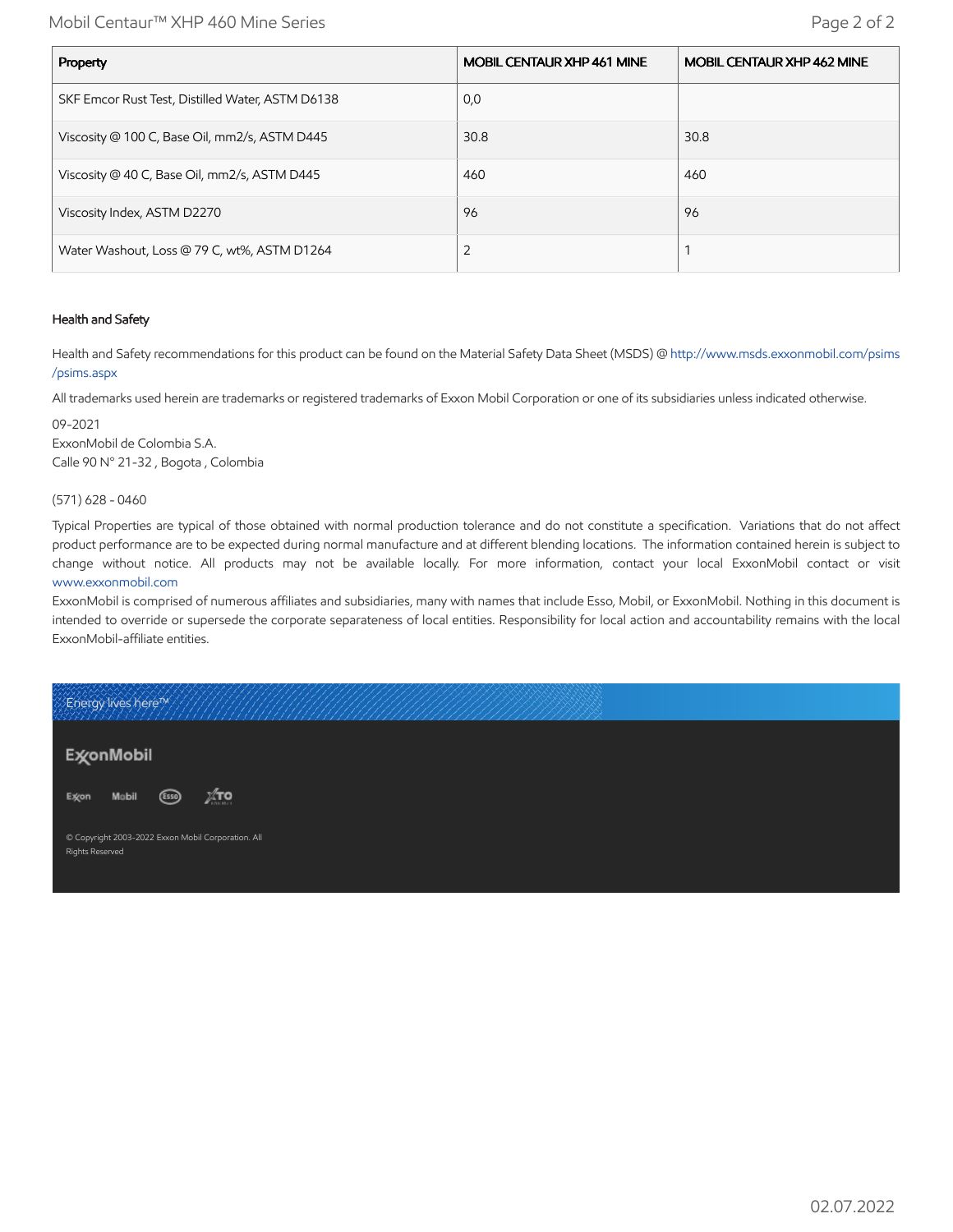| Property | MOBIL CENTAUR XHP 461 MINE | MOBIL CENTAUR XHP 462 MINE |
|---|---|---|
| SKF Emcor Rust Test, Distilled Water, ASTM D6138 | 0,0 | |
| Viscosity @ 100 C, Base Oil, mm2/s, ASTM D445 | 30.8 | 30.8 |
| Viscosity @ 40 C, Base Oil, mm2/s, ASTM D445 | 460 | 460 |
| Viscosity Index, ASTM D2270 | 96 | 96 |
| Water Washout, Loss @ 79 C, wt%, ASTM D1264 | 2 | 1 |

### Health and Safety

Health and Safety recommendations for this product can be found on the Material Safety Data Sheet (MSDS) @ http://www.msds.exxonmobil.com/psims/psims.aspx

All trademarks used herein are trademarks or registered trademarks of Exxon Mobil Corporation or one of its subsidiaries unless indicated otherwise.

09-2021
ExxonMobil de Colombia S.A.
Calle 90 N° 21-32 , Bogota , Colombia

(571) 628 - 0460

Typical Properties are typical of those obtained with normal production tolerance and do not constitute a specification. Variations that do not affect product performance are to be expected during normal manufacture and at different blending locations. The information contained herein is subject to change without notice. All products may not be available locally. For more information, contact your local ExxonMobil contact or visit www.exxonmobil.com

ExxonMobil is comprised of numerous affiliates and subsidiaries, many with names that include Esso, Mobil, or ExxonMobil. Nothing in this document is intended to override or supersede the corporate separateness of local entities. Responsibility for local action and accountability remains with the local ExxonMobil-affiliate entities.

Energy lives here™

ExxonMobil

© Copyright 2003-2022 Exxon Mobil Corporation. All Rights Reserved